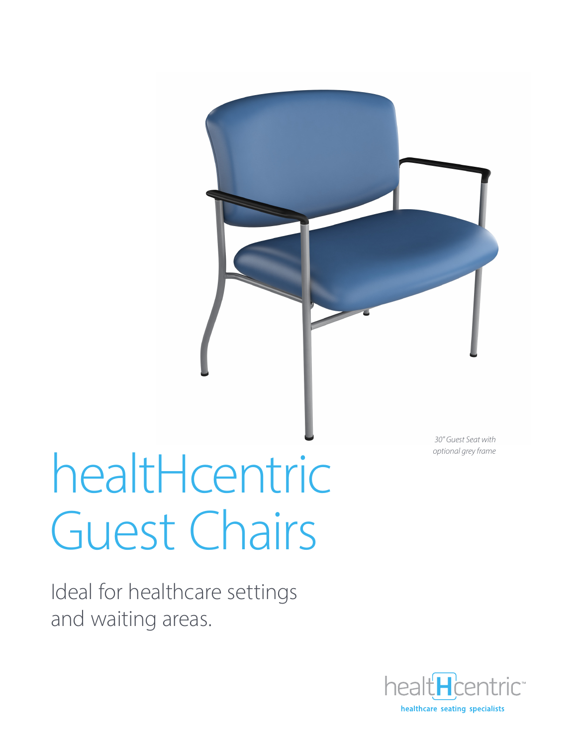*30" Guest Seat with optional grey frame*

# healtHcentric Guest Chairs

Ideal for healthcare settings and waiting areas.

healtHcentric™

**healthcare seating specialists**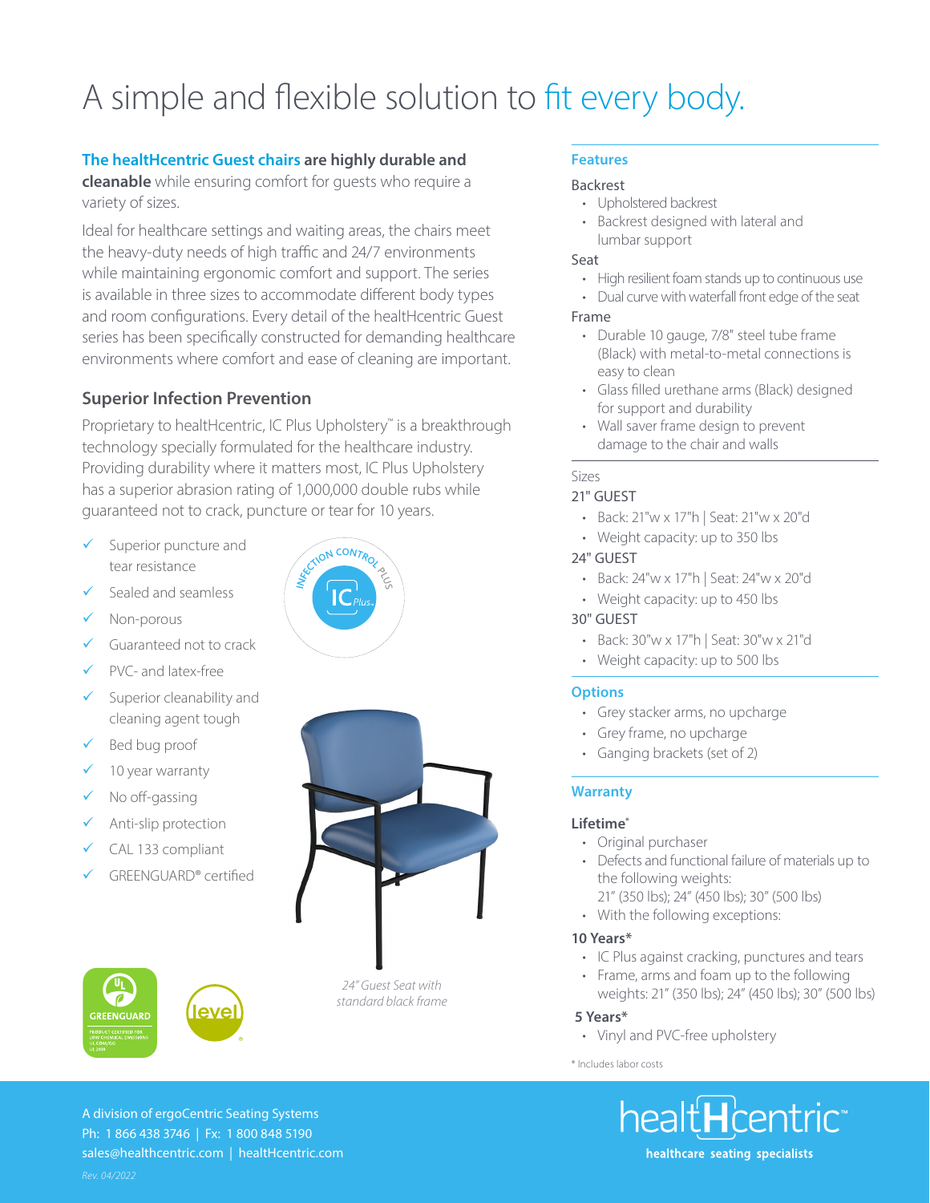# A simple and flexible solution to fit every body.

**The healtHcentric Guest chairs are highly durable and cleanable** while ensuring comfort for guests who require a variety of sizes.

Ideal for healthcare settings and waiting areas, the chairs meet the heavy-duty needs of high traffic and 24/7 environments while maintaining ergonomic comfort and support. The series is available in three sizes to accommodate different body types and room configurations. Every detail of the healtHcentric Guest series has been specifically constructed for demanding healthcare environments where comfort and ease of cleaning are important.

## Superior Infection Prevention

Proprietary to healtHcentric, IC Plus Upholstery™ is a breakthrough technology specially formulated for the healthcare industry. Providing durability where it matters most, IC Plus Upholstery has a superior abrasion rating of 1,000,000 double rubs while guaranteed not to crack, puncture or tear for 10 years.

- ✓ Superior puncture and tear resistance
- ✓ Sealed and seamless
- ✓ Non-porous
- ✓ Guaranteed not to crack
- ✓ PVC- and latex-free
- ✓ Superior cleanability and cleaning agent tough
- ✓ Bed bug proof
- ✓ 10 year warranty
- ✓ No off-gassing
- ✓ Anti-slip protection
- ✓ CAL 133 compliant
- ✓ GREENGUARD® certified

INFECTION CONTROL PLUS
IC Plus

*24" Guest Seat with standard black frame*

## Features

### Backrest

- Upholstered backrest
- Backrest designed with lateral and lumbar support

### Seat

- High resilient foam stands up to continuous use
- Dual curve with waterfall front edge of the seat

### Frame

- Durable 10 gauge, 7/8" steel tube frame (Black) with metal-to-metal connections is easy to clean
- Glass filled urethane arms (Black) designed for support and durability
- Wall saver frame design to prevent damage to the chair and walls

### Sizes

**21" GUEST**

- Back: 21"w x 17"h | Seat: 21"w x 20"d
- Weight capacity: up to 350 lbs

**24" GUEST**

- Back: 24"w x 17"h | Seat: 24"w x 20"d
- Weight capacity: up to 450 lbs

**30" GUEST**

- Back: 30"w x 17"h | Seat: 30"w x 21"d
- Weight capacity: up to 500 lbs

## Options

- Grey stacker arms, no upcharge
- Grey frame, no upcharge
- Ganging brackets (set of 2)

## Warranty

### Lifetime*

- Original purchaser
- Defects and functional failure of materials up to the following weights: 21" (350 lbs); 24" (450 lbs); 30" (500 lbs)
- With the following exceptions:

### 10 Years*

- IC Plus against cracking, punctures and tears
- Frame, arms and foam up to the following weights: 21" (350 lbs); 24" (450 lbs); 30" (500 lbs)

### 5 Years*

- Vinyl and PVC-free upholstery

\* Includes labor costs

A division of ergoCentric Seating Systems
Ph: 1 866 438 3746 | Fx: 1 800 848 5190
sales@healthcentric.com | healtHcentric.com

Rev. 04/2022

healtHcentric™
healthcare seating specialists